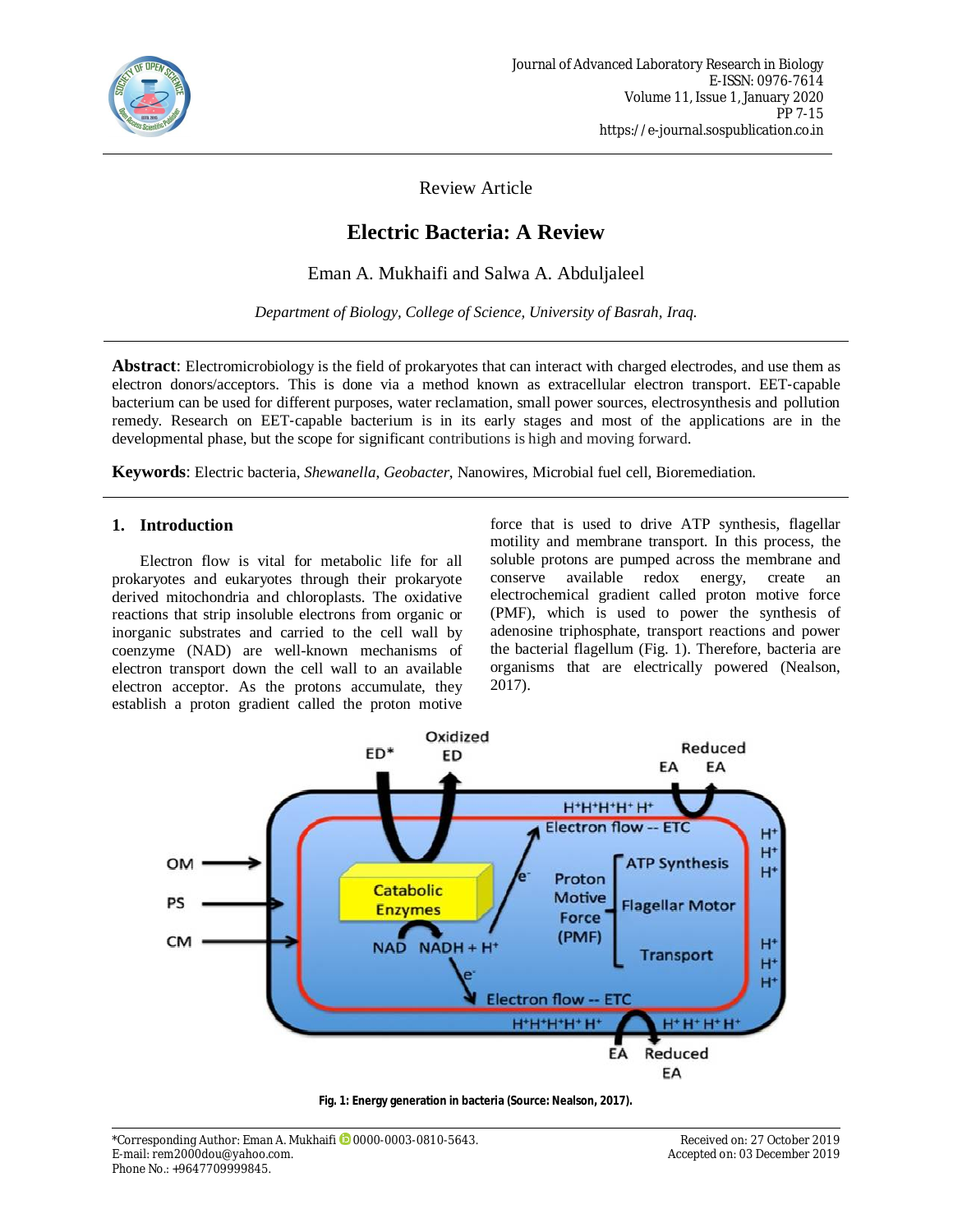Review Article

# Electric Bacteria: A Review

Eman A. Mukhaifi and Salwa A. Abduljaleel

*Department of Biology, College of Science, University of Basrah, Iraq.*

**Abstract**: Electromicrobiology is the field of prokaryotes that can interact with charged electrodes, and use them as electron donors/acceptors. This is done via a method known as extracellular electron transport. EET-capable bacterium can be used for different purposes, water reclamation, small power sources, electrosynthesis and pollution remedy. Research on EET-capable bacterium is in its early stages and most of the applications are in the developmental phase, but the scope for significant contributions is high and moving forward.

**Keywords**: Electric bacteria, *Shewanella*, *Geobacter*, Nanowires, Microbial fuel cell, Bioremediation.

## 1. Introduction

Electron flow is vital for metabolic life for all prokaryotes and eukaryotes through their prokaryote derived mitochondria and chloroplasts. The oxidative reactions that strip insoluble electrons from organic or inorganic substrates and carried to the cell wall by coenzyme (NAD) are well-known mechanisms of electron transport down the cell wall to an available electron acceptor. As the protons accumulate, they establish a proton gradient called the proton motive force that is used to drive ATP synthesis, flagellar motility and membrane transport. In this process, the soluble protons are pumped across the membrane and conserve available redox energy, create an electrochemical gradient called proton motive force (PMF), which is used to power the synthesis of adenosine triphosphate, transport reactions and power the bacterial flagellum (Fig. 1). Therefore, bacteria are organisms that are electrically powered (Nealson, 2017).

**Fig. 1: Energy generation in bacteria (Source: Nealson, 2017).**

*Corresponding Author: Eman A. Mukhaifi 0000-0003-0810-5643.
E-mail: rem2000dou@yahoo.com.
Phone No.: +9647709999845.

Received on: 27 October 2019
Accepted on: 03 December 2019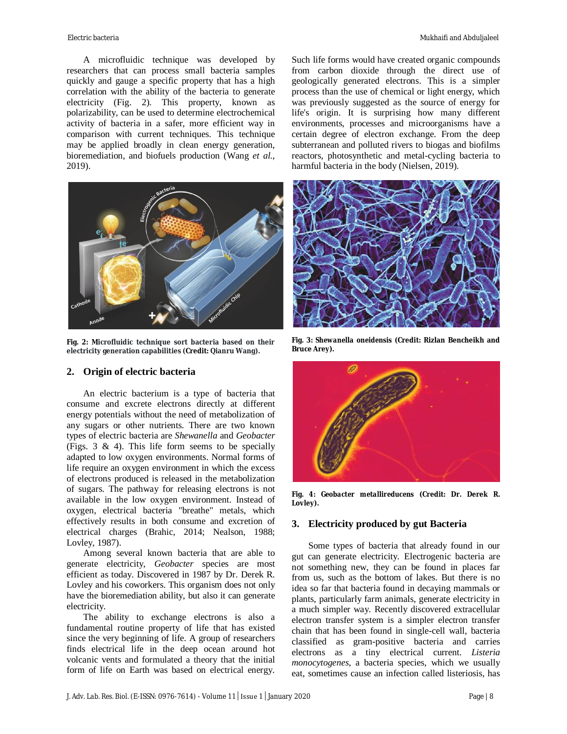A microfluidic technique was developed by researchers that can process small bacteria samples quickly and gauge a specific property that has a high correlation with the ability of the bacteria to generate electricity (Fig. 2). This property, known as polarizability, can be used to determine electrochemical activity of bacteria in a safer, more efficient way in comparison with current techniques. This technique may be applied broadly in clean energy generation, bioremediation, and biofuels production (Wang *et al.*, 2019).

**Fig. 2: Microfluidic technique sort bacteria based on their electricity generation capabilities (Credit: Qianru Wang).**

## 2. Origin of electric bacteria

An electric bacterium is a type of bacteria that consume and excrete electrons directly at different energy potentials without the need of metabolization of any sugars or other nutrients. There are two known types of electric bacteria are *Shewanella* and *Geobacter* (Figs. 3 & 4). This life form seems to be specially adapted to low oxygen environments. Normal forms of life require an oxygen environment in which the excess of electrons produced is released in the metabolization of sugars. The pathway for releasing electrons is not available in the low oxygen environment. Instead of oxygen, electrical bacteria "breathe" metals, which effectively results in both consume and excretion of electrical charges (Brahic, 2014; Nealson, 1988; Lovley, 1987).

Among several known bacteria that are able to generate electricity, *Geobacter* species are most efficient as today. Discovered in 1987 by Dr. Derek R. Lovley and his coworkers. This organism does not only have the bioremediation ability, but also it can generate electricity.

The ability to exchange electrons is also a fundamental routine property of life that has existed since the very beginning of life. A group of researchers finds electrical life in the deep ocean around hot volcanic vents and formulated a theory that the initial form of life on Earth was based on electrical energy. Such life forms would have created organic compounds from carbon dioxide through the direct use of geologically generated electrons. This is a simpler process than the use of chemical or light energy, which was previously suggested as the source of energy for life's origin. It is surprising how many different environments, processes and microorganisms have a certain degree of electron exchange. From the deep subterranean and polluted rivers to biogas and biofilms reactors, photosynthetic and metal-cycling bacteria to harmful bacteria in the body (Nielsen, 2019).

**Fig. 3: Shewanella oneidensis (Credit: Rizlan Bencheikh and Bruce Arey).**

**Fig. 4: Geobacter metallireducens (Credit: Dr. Derek R. Lovley).**

## 3. Electricity produced by gut Bacteria

Some types of bacteria that already found in our gut can generate electricity. Electrogenic bacteria are not something new, they can be found in places far from us, such as the bottom of lakes. But there is no idea so far that bacteria found in decaying mammals or plants, particularly farm animals, generate electricity in a much simpler way. Recently discovered extracellular electron transfer system is a simpler electron transfer chain that has been found in single-cell wall, bacteria classified as gram-positive bacteria and carries electrons as a tiny electrical current. *Listeria monocytogenes*, a bacteria species, which we usually eat, sometimes cause an infection called listeriosis, has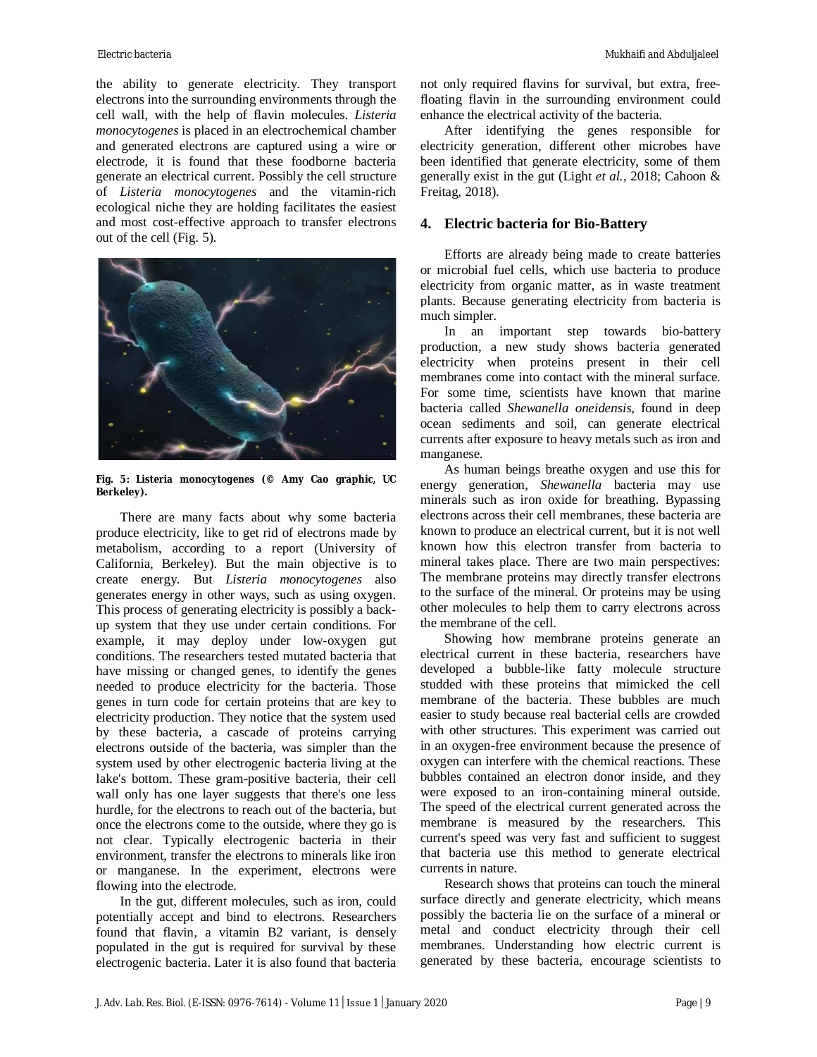the ability to generate electricity. They transport electrons into the surrounding environments through the cell wall, with the help of flavin molecules. *Listeria monocytogenes* is placed in an electrochemical chamber and generated electrons are captured using a wire or electrode, it is found that these foodborne bacteria generate an electrical current. Possibly the cell structure of *Listeria monocytogenes* and the vitamin-rich ecological niche they are holding facilitates the easiest and most cost-effective approach to transfer electrons out of the cell (Fig. 5).

**Fig. 5: Listeria monocytogenes (© Amy Cao graphic, UC Berkeley).**

There are many facts about why some bacteria produce electricity, like to get rid of electrons made by metabolism, according to a report (University of California, Berkeley). But the main objective is to create energy. But *Listeria monocytogenes* also generates energy in other ways, such as using oxygen. This process of generating electricity is possibly a back-up system that they use under certain conditions. For example, it may deploy under low-oxygen gut conditions. The researchers tested mutated bacteria that have missing or changed genes, to identify the genes needed to produce electricity for the bacteria. Those genes in turn code for certain proteins that are key to electricity production. They notice that the system used by these bacteria, a cascade of proteins carrying electrons outside of the bacteria, was simpler than the system used by other electrogenic bacteria living at the lake's bottom. These gram-positive bacteria, their cell wall only has one layer suggests that there's one less hurdle, for the electrons to reach out of the bacteria, but once the electrons come to the outside, where they go is not clear. Typically electrogenic bacteria in their environment, transfer the electrons to minerals like iron or manganese. In the experiment, electrons were flowing into the electrode.

In the gut, different molecules, such as iron, could potentially accept and bind to electrons. Researchers found that flavin, a vitamin B2 variant, is densely populated in the gut is required for survival by these electrogenic bacteria. Later it is also found that bacteria not only required flavins for survival, but extra, free-floating flavin in the surrounding environment could enhance the electrical activity of the bacteria.

After identifying the genes responsible for electricity generation, different other microbes have been identified that generate electricity, some of them generally exist in the gut (Light *et al.*, 2018; Cahoon & Freitag, 2018).

## 4. Electric bacteria for Bio-Battery

Efforts are already being made to create batteries or microbial fuel cells, which use bacteria to produce electricity from organic matter, as in waste treatment plants. Because generating electricity from bacteria is much simpler.

In an important step towards bio-battery production, a new study shows bacteria generated electricity when proteins present in their cell membranes come into contact with the mineral surface. For some time, scientists have known that marine bacteria called *Shewanella oneidensis*, found in deep ocean sediments and soil, can generate electrical currents after exposure to heavy metals such as iron and manganese.

As human beings breathe oxygen and use this for energy generation, *Shewanella* bacteria may use minerals such as iron oxide for breathing. Bypassing electrons across their cell membranes, these bacteria are known to produce an electrical current, but it is not well known how this electron transfer from bacteria to mineral takes place. There are two main perspectives: The membrane proteins may directly transfer electrons to the surface of the mineral. Or proteins may be using other molecules to help them to carry electrons across the membrane of the cell.

Showing how membrane proteins generate an electrical current in these bacteria, researchers have developed a bubble-like fatty molecule structure studded with these proteins that mimicked the cell membrane of the bacteria. These bubbles are much easier to study because real bacterial cells are crowded with other structures. This experiment was carried out in an oxygen-free environment because the presence of oxygen can interfere with the chemical reactions. These bubbles contained an electron donor inside, and they were exposed to an iron-containing mineral outside. The speed of the electrical current generated across the membrane is measured by the researchers. This current's speed was very fast and sufficient to suggest that bacteria use this method to generate electrical currents in nature.

Research shows that proteins can touch the mineral surface directly and generate electricity, which means possibly the bacteria lie on the surface of a mineral or metal and conduct electricity through their cell membranes. Understanding how electric current is generated by these bacteria, encourage scientists to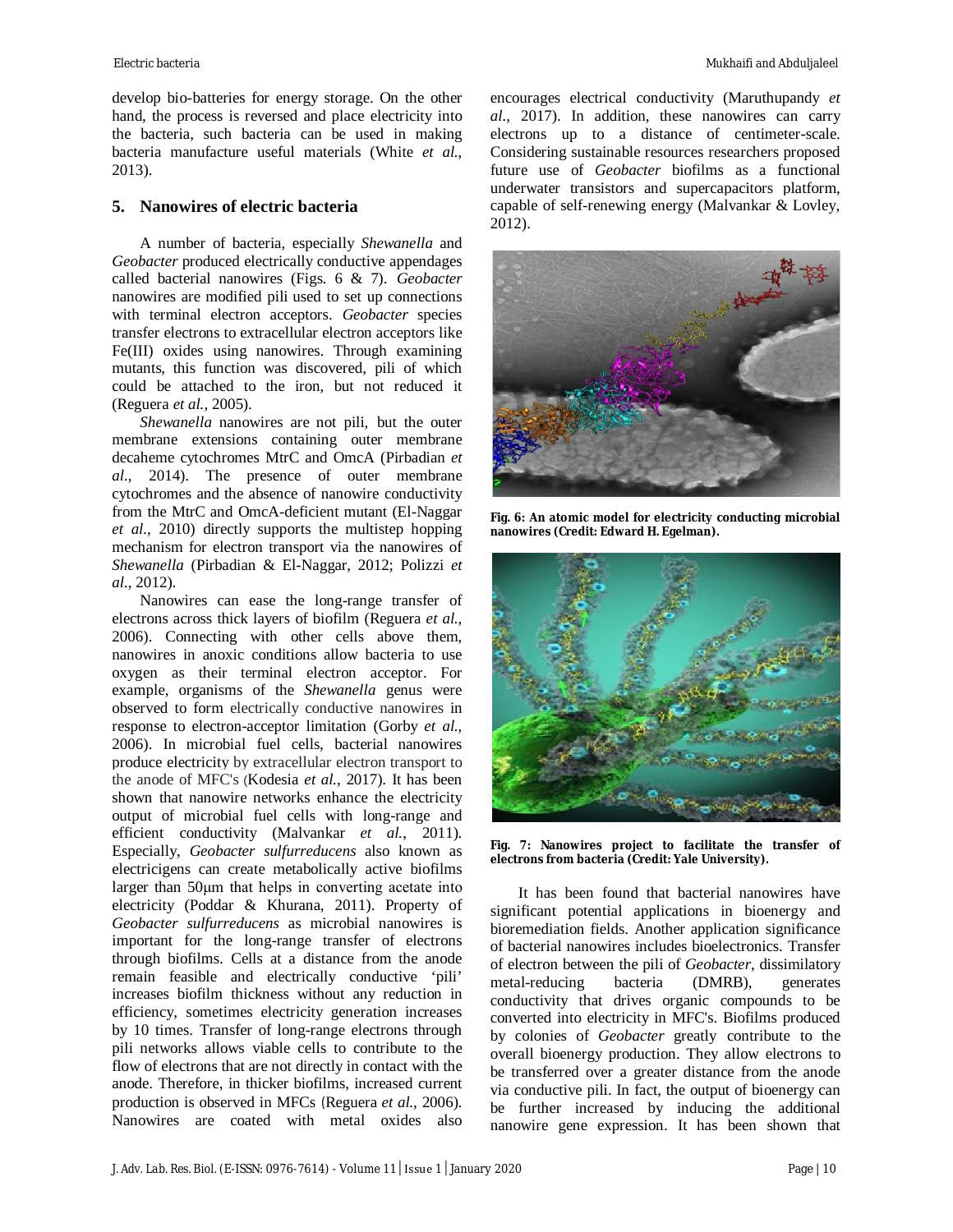develop bio-batteries for energy storage. On the other hand, the process is reversed and place electricity into the bacteria, such bacteria can be used in making bacteria manufacture useful materials (White *et al.*, 2013).

## 5. Nanowires of electric bacteria

A number of bacteria, especially *Shewanella* and *Geobacter* produced electrically conductive appendages called bacterial nanowires (Figs. 6 & 7). *Geobacter* nanowires are modified pili used to set up connections with terminal electron acceptors. *Geobacter* species transfer electrons to extracellular electron acceptors like Fe(III) oxides using nanowires. Through examining mutants, this function was discovered, pili of which could be attached to the iron, but not reduced it (Reguera *et al.*, 2005).

*Shewanella* nanowires are not pili, but the outer membrane extensions containing outer membrane decaheme cytochromes MtrC and OmcA (Pirbadian *et al.*, 2014). The presence of outer membrane cytochromes and the absence of nanowire conductivity from the MtrC and OmcA-deficient mutant (El-Naggar *et al.*, 2010) directly supports the multistep hopping mechanism for electron transport via the nanowires of *Shewanella* (Pirbadian & El-Naggar, 2012; Polizzi *et al.*, 2012).

Nanowires can ease the long-range transfer of electrons across thick layers of biofilm (Reguera *et al.*, 2006). Connecting with other cells above them, nanowires in anoxic conditions allow bacteria to use oxygen as their terminal electron acceptor. For example, organisms of the *Shewanella* genus were observed to form electrically conductive nanowires in response to electron-acceptor limitation (Gorby *et al.*, 2006). In microbial fuel cells, bacterial nanowires produce electricity by extracellular electron transport to the anode of MFC's (Kodesia *et al.*, 2017). It has been shown that nanowire networks enhance the electricity output of microbial fuel cells with long-range and efficient conductivity (Malvankar *et al.*, 2011). Especially, *Geobacter sulfurreducens* also known as electricigens can create metabolically active biofilms larger than 50μm that helps in converting acetate into electricity (Poddar & Khurana, 2011). Property of *Geobacter sulfurreducens* as microbial nanowires is important for the long-range transfer of electrons through biofilms. Cells at a distance from the anode remain feasible and electrically conductive 'pili' increases biofilm thickness without any reduction in efficiency, sometimes electricity generation increases by 10 times. Transfer of long-range electrons through pili networks allows viable cells to contribute to the flow of electrons that are not directly in contact with the anode. Therefore, in thicker biofilms, increased current production is observed in MFCs (Reguera *et al.*, 2006). Nanowires are coated with metal oxides also encourages electrical conductivity (Maruthupandy *et al.*, 2017). In addition, these nanowires can carry electrons up to a distance of centimeter-scale. Considering sustainable resources researchers proposed future use of *Geobacter* biofilms as a functional underwater transistors and supercapacitors platform, capable of self-renewing energy (Malvankar & Lovley, 2012).

**Fig. 6: An atomic model for electricity conducting microbial nanowires (Credit: Edward H. Egelman).**

**Fig. 7: Nanowires project to facilitate the transfer of electrons from bacteria (Credit: Yale University).**

It has been found that bacterial nanowires have significant potential applications in bioenergy and bioremediation fields. Another application significance of bacterial nanowires includes bioelectronics. Transfer of electron between the pili of *Geobacter*, dissimilatory metal-reducing bacteria (DMRB), generates conductivity that drives organic compounds to be converted into electricity in MFC's. Biofilms produced by colonies of *Geobacter* greatly contribute to the overall bioenergy production. They allow electrons to be transferred over a greater distance from the anode via conductive pili. In fact, the output of bioenergy can be further increased by inducing the additional nanowire gene expression. It has been shown that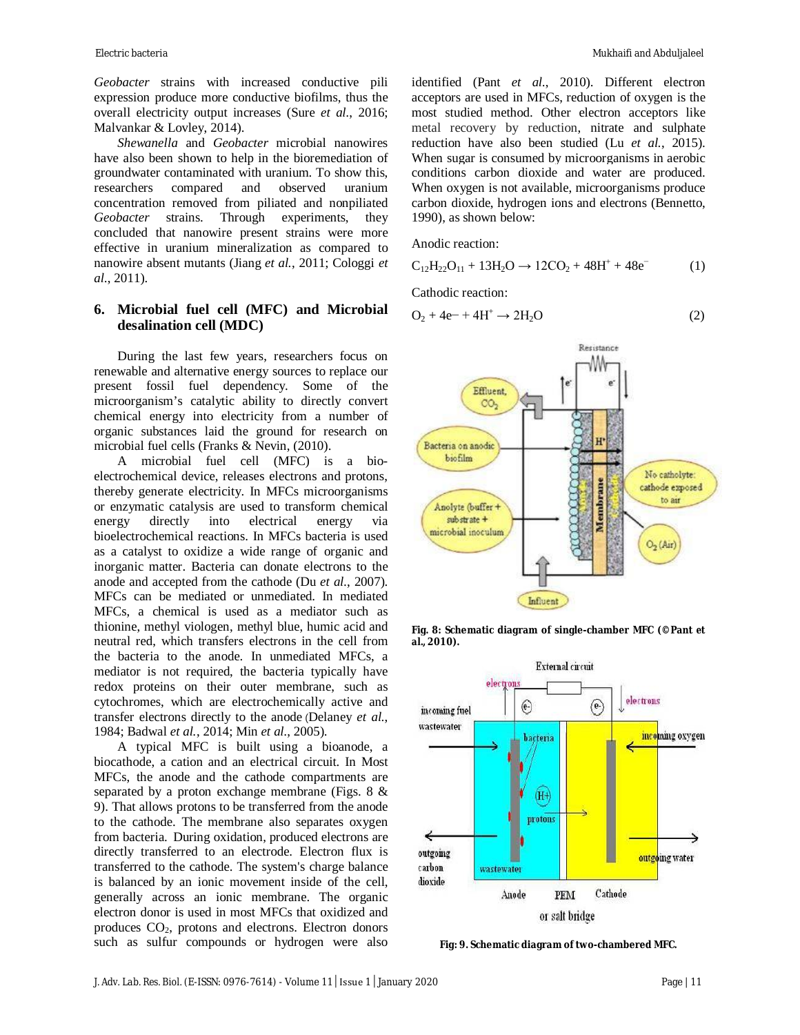*Geobacter* strains with increased conductive pili expression produce more conductive biofilms, thus the overall electricity output increases (Sure *et al.*, 2016; Malvankar & Lovley, 2014).

*Shewanella* and *Geobacter* microbial nanowires have also been shown to help in the bioremediation of groundwater contaminated with uranium. To show this, researchers compared and observed uranium concentration removed from piliated and nonpiliated *Geobacter* strains. Through experiments, they concluded that nanowire present strains were more effective in uranium mineralization as compared to nanowire absent mutants (Jiang *et al.*, 2011; Cologgi *et al.*, 2011).

## 6. Microbial fuel cell (MFC) and Microbial desalination cell (MDC)

During the last few years, researchers focus on renewable and alternative energy sources to replace our present fossil fuel dependency. Some of the microorganism's catalytic ability to directly convert chemical energy into electricity from a number of organic substances laid the ground for research on microbial fuel cells (Franks & Nevin, (2010).

A microbial fuel cell (MFC) is a bio-electrochemical device, releases electrons and protons, thereby generate electricity. In MFCs microorganisms or enzymatic catalysis are used to transform chemical energy directly into electrical energy via bioelectrochemical reactions. In MFCs bacteria is used as a catalyst to oxidize a wide range of organic and inorganic matter. Bacteria can donate electrons to the anode and accepted from the cathode (Du *et al.*, 2007). MFCs can be mediated or unmediated. In mediated MFCs, a chemical is used as a mediator such as thionine, methyl viologen, methyl blue, humic acid and neutral red, which transfers electrons in the cell from the bacteria to the anode. In unmediated MFCs, a mediator is not required, the bacteria typically have redox proteins on their outer membrane, such as cytochromes, which are electrochemically active and transfer electrons directly to the anode (Delaney *et al.*, 1984; Badwal *et al.*, 2014; Min *et al.*, 2005).

A typical MFC is built using a bioanode, a biocathode, a cation and an electrical circuit. In Most MFCs, the anode and the cathode compartments are separated by a proton exchange membrane (Figs. 8 & 9). That allows protons to be transferred from the anode to the cathode. The membrane also separates oxygen from bacteria. During oxidation, produced electrons are directly transferred to an electrode. Electron flux is transferred to the cathode. The system's charge balance is balanced by an ionic movement inside of the cell, generally across an ionic membrane. The organic electron donor is used in most MFCs that oxidized and produces $CO_2$, protons and electrons. Electron donors such as sulfur compounds or hydrogen were also identified (Pant *et al.*, 2010). Different electron acceptors are used in MFCs, reduction of oxygen is the most studied method. Other electron acceptors like metal recovery by reduction, nitrate and sulphate reduction have also been studied (Lu *et al.*, 2015). When sugar is consumed by microorganisms in aerobic conditions carbon dioxide and water are produced. When oxygen is not available, microorganisms produce carbon dioxide, hydrogen ions and electrons (Bennetto, 1990), as shown below:

Anodic reaction:

$$C_{12}H_{22}O_{11} + 13H_2O \rightarrow 12CO_2 + 48H^+ + 48e^- \quad (1)$$

Cathodic reaction:

$$O_2 + 4e^- + 4H^+ \rightarrow 2H_2O \quad (2)$$

**Fig. 8: Schematic diagram of single-chamber MFC (©Pant et al., 2010).**

**Fig: 9. Schematic diagram of two-chambered MFC.**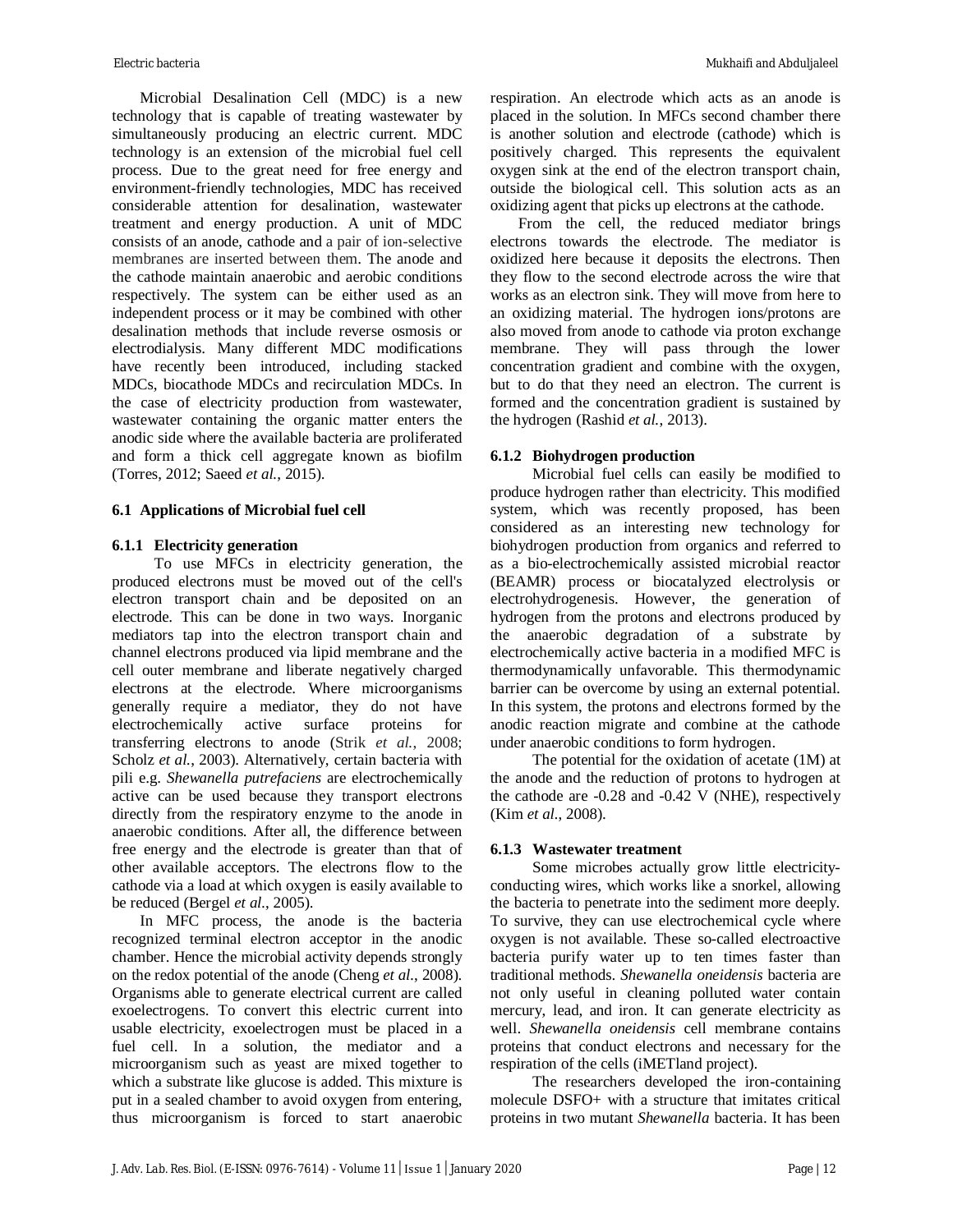Microbial Desalination Cell (MDC) is a new technology that is capable of treating wastewater by simultaneously producing an electric current. MDC technology is an extension of the microbial fuel cell process. Due to the great need for free energy and environment-friendly technologies, MDC has received considerable attention for desalination, wastewater treatment and energy production. A unit of MDC consists of an anode, cathode and a pair of ion-selective membranes are inserted between them. The anode and the cathode maintain anaerobic and aerobic conditions respectively. The system can be either used as an independent process or it may be combined with other desalination methods that include reverse osmosis or electrodialysis. Many different MDC modifications have recently been introduced, including stacked MDCs, biocathode MDCs and recirculation MDCs. In the case of electricity production from wastewater, wastewater containing the organic matter enters the anodic side where the available bacteria are proliferated and form a thick cell aggregate known as biofilm (Torres, 2012; Saeed *et al.*, 2015).

## 6.1 Applications of Microbial fuel cell

### 6.1.1 Electricity generation

To use MFCs in electricity generation, the produced electrons must be moved out of the cell's electron transport chain and be deposited on an electrode. This can be done in two ways. Inorganic mediators tap into the electron transport chain and channel electrons produced via lipid membrane and the cell outer membrane and liberate negatively charged electrons at the electrode. Where microorganisms generally require a mediator, they do not have electrochemically active surface proteins for transferring electrons to anode (Strik *et al.*, 2008; Scholz *et al.*, 2003). Alternatively, certain bacteria with pili e.g. *Shewanella putrefaciens* are electrochemically active can be used because they transport electrons directly from the respiratory enzyme to the anode in anaerobic conditions. After all, the difference between free energy and the electrode is greater than that of other available acceptors. The electrons flow to the cathode via a load at which oxygen is easily available to be reduced (Bergel *et al.*, 2005).

In MFC process, the anode is the bacteria recognized terminal electron acceptor in the anodic chamber. Hence the microbial activity depends strongly on the redox potential of the anode (Cheng *et al.*, 2008). Organisms able to generate electrical current are called exoelectrogens. To convert this electric current into usable electricity, exoelectrogen must be placed in a fuel cell. In a solution, the mediator and a microorganism such as yeast are mixed together to which a substrate like glucose is added. This mixture is put in a sealed chamber to avoid oxygen from entering, thus microorganism is forced to start anaerobic respiration. An electrode which acts as an anode is placed in the solution. In MFCs second chamber there is another solution and electrode (cathode) which is positively charged. This represents the equivalent oxygen sink at the end of the electron transport chain, outside the biological cell. This solution acts as an oxidizing agent that picks up electrons at the cathode.

From the cell, the reduced mediator brings electrons towards the electrode. The mediator is oxidized here because it deposits the electrons. Then they flow to the second electrode across the wire that works as an electron sink. They will move from here to an oxidizing material. The hydrogen ions/protons are also moved from anode to cathode via proton exchange membrane. They will pass through the lower concentration gradient and combine with the oxygen, but to do that they need an electron. The current is formed and the concentration gradient is sustained by the hydrogen (Rashid *et al.*, 2013).

### 6.1.2 Biohydrogen production

Microbial fuel cells can easily be modified to produce hydrogen rather than electricity. This modified system, which was recently proposed, has been considered as an interesting new technology for biohydrogen production from organics and referred to as a bio-electrochemically assisted microbial reactor (BEAMR) process or biocatalyzed electrolysis or electrohydrogenesis. However, the generation of hydrogen from the protons and electrons produced by the anaerobic degradation of a substrate by electrochemically active bacteria in a modified MFC is thermodynamically unfavorable. This thermodynamic barrier can be overcome by using an external potential. In this system, the protons and electrons formed by the anodic reaction migrate and combine at the cathode under anaerobic conditions to form hydrogen.

The potential for the oxidation of acetate (1M) at the anode and the reduction of protons to hydrogen at the cathode are -0.28 and -0.42 V (NHE), respectively (Kim *et al.*, 2008).

### 6.1.3 Wastewater treatment

Some microbes actually grow little electricity-conducting wires, which works like a snorkel, allowing the bacteria to penetrate into the sediment more deeply. To survive, they can use electrochemical cycle where oxygen is not available. These so-called electroactive bacteria purify water up to ten times faster than traditional methods. *Shewanella oneidensis* bacteria are not only useful in cleaning polluted water contain mercury, lead, and iron. It can generate electricity as well. *Shewanella oneidensis* cell membrane contains proteins that conduct electrons and necessary for the respiration of the cells (iMETland project).

The researchers developed the iron-containing molecule DSFO+ with a structure that imitates critical proteins in two mutant *Shewanella* bacteria. It has been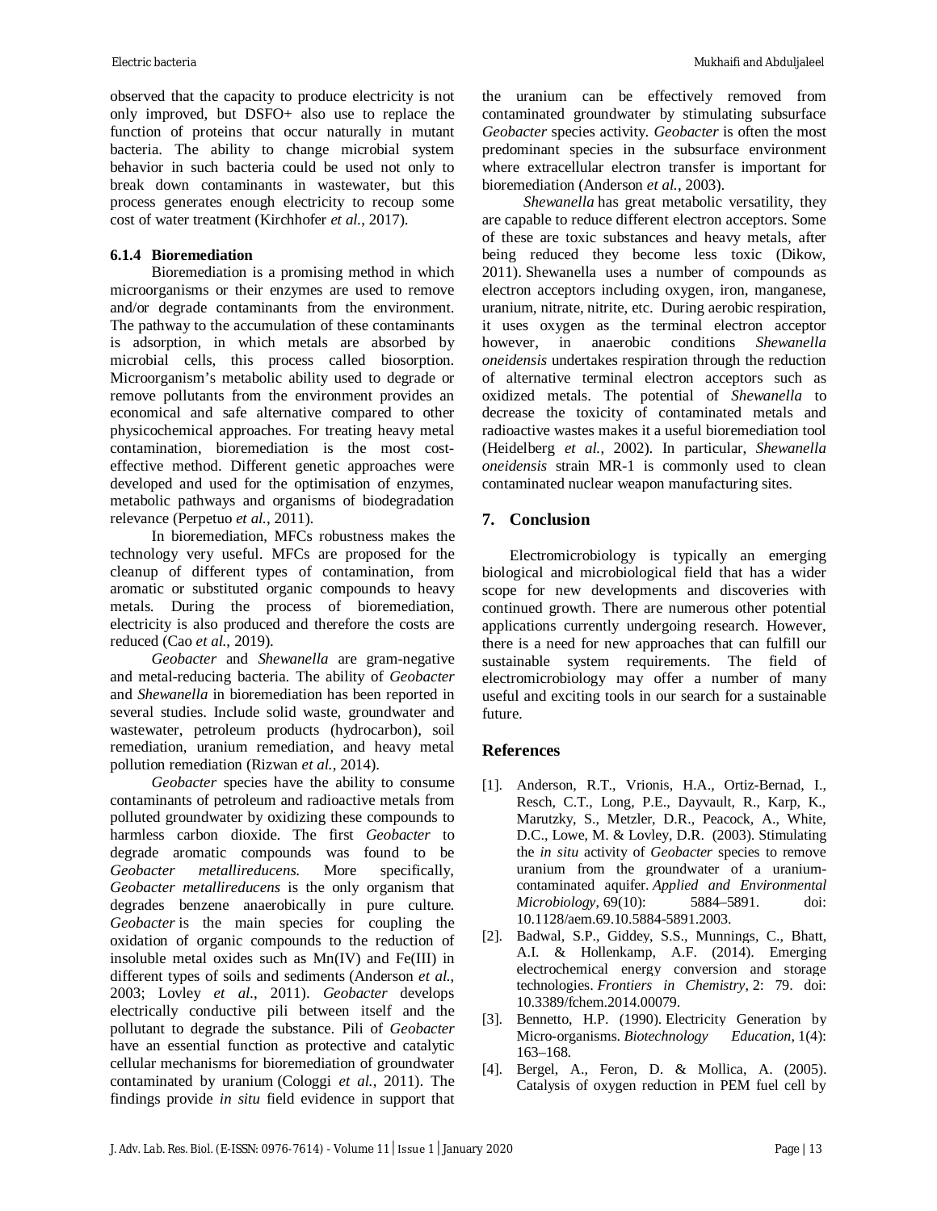observed that the capacity to produce electricity is not only improved, but DSFO+ also use to replace the function of proteins that occur naturally in mutant bacteria. The ability to change microbial system behavior in such bacteria could be used not only to break down contaminants in wastewater, but this process generates enough electricity to recoup some cost of water treatment (Kirchhofer *et al.*, 2017).

#### 6.1.4 Bioremediation

Bioremediation is a promising method in which microorganisms or their enzymes are used to remove and/or degrade contaminants from the environment. The pathway to the accumulation of these contaminants is adsorption, in which metals are absorbed by microbial cells, this process called biosorption. Microorganism's metabolic ability used to degrade or remove pollutants from the environment provides an economical and safe alternative compared to other physicochemical approaches. For treating heavy metal contamination, bioremediation is the most cost-effective method. Different genetic approaches were developed and used for the optimisation of enzymes, metabolic pathways and organisms of biodegradation relevance (Perpetuo *et al.*, 2011).

In bioremediation, MFCs robustness makes the technology very useful. MFCs are proposed for the cleanup of different types of contamination, from aromatic or substituted organic compounds to heavy metals. During the process of bioremediation, electricity is also produced and therefore the costs are reduced (Cao *et al.*, 2019).

*Geobacter* and *Shewanella* are gram-negative and metal-reducing bacteria. The ability of *Geobacter* and *Shewanella* in bioremediation has been reported in several studies. Include solid waste, groundwater and wastewater, petroleum products (hydrocarbon), soil remediation, uranium remediation, and heavy metal pollution remediation (Rizwan *et al.*, 2014).

*Geobacter* species have the ability to consume contaminants of petroleum and radioactive metals from polluted groundwater by oxidizing these compounds to harmless carbon dioxide. The first *Geobacter* to degrade aromatic compounds was found to be *Geobacter metallireducens.* More specifically, *Geobacter metallireducens* is the only organism that degrades benzene anaerobically in pure culture. *Geobacter* is the main species for coupling the oxidation of organic compounds to the reduction of insoluble metal oxides such as Mn(IV) and Fe(III) in different types of soils and sediments (Anderson *et al.*, 2003; Lovley *et al.*, 2011). *Geobacter* develops electrically conductive pili between itself and the pollutant to degrade the substance. Pili of *Geobacter* have an essential function as protective and catalytic cellular mechanisms for bioremediation of groundwater contaminated by uranium (Cologgi *et al.*, 2011). The findings provide *in situ* field evidence in support that the uranium can be effectively removed from contaminated groundwater by stimulating subsurface *Geobacter* species activity. *Geobacter* is often the most predominant species in the subsurface environment where extracellular electron transfer is important for bioremediation (Anderson *et al.*, 2003).

*Shewanella* has great metabolic versatility, they are capable to reduce different electron acceptors. Some of these are toxic substances and heavy metals, after being reduced they become less toxic (Dikow, 2011). Shewanella uses a number of compounds as electron acceptors including oxygen, iron, manganese, uranium, nitrate, nitrite, etc. During aerobic respiration, it uses oxygen as the terminal electron acceptor however, in anaerobic conditions *Shewanella oneidensis* undertakes respiration through the reduction of alternative terminal electron acceptors such as oxidized metals. The potential of *Shewanella* to decrease the toxicity of contaminated metals and radioactive wastes makes it a useful bioremediation tool (Heidelberg *et al.*, 2002). In particular, *Shewanella oneidensis* strain MR-1 is commonly used to clean contaminated nuclear weapon manufacturing sites.

## 7. Conclusion

Electromicrobiology is typically an emerging biological and microbiological field that has a wider scope for new developments and discoveries with continued growth. There are numerous other potential applications currently undergoing research. However, there is a need for new approaches that can fulfill our sustainable system requirements. The field of electromicrobiology may offer a number of many useful and exciting tools in our search for a sustainable future.

## References

[1]. Anderson, R.T., Vrionis, H.A., Ortiz-Bernad, I., Resch, C.T., Long, P.E., Dayvault, R., Karp, K., Marutzky, S., Metzler, D.R., Peacock, A., White, D.C., Lowe, M. & Lovley, D.R. (2003). Stimulating the *in situ* activity of *Geobacter* species to remove uranium from the groundwater of a uranium-contaminated aquifer. *Applied and Environmental Microbiology*, 69(10): 5884–5891. doi: 10.1128/aem.69.10.5884-5891.2003.

[2]. Badwal, S.P., Giddey, S.S., Munnings, C., Bhatt, A.I. & Hollenkamp, A.F. (2014). Emerging electrochemical energy conversion and storage technologies. *Frontiers in Chemistry*, 2: 79. doi: 10.3389/fchem.2014.00079.

[3]. Bennetto, H.P. (1990). Electricity Generation by Micro-organisms. *Biotechnology Education*, 1(4): 163–168.

[4]. Bergel, A., Feron, D. & Mollica, A. (2005). Catalysis of oxygen reduction in PEM fuel cell by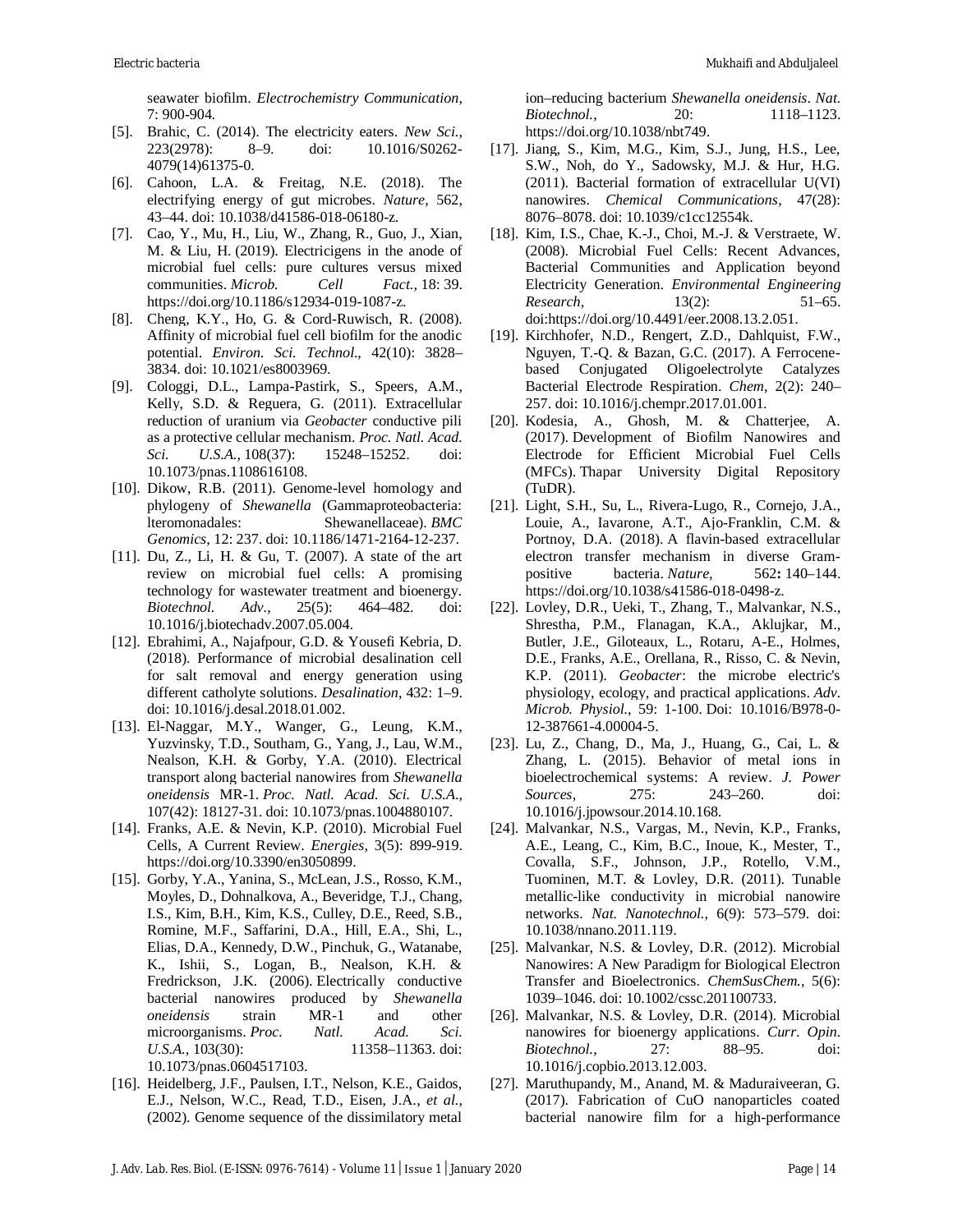seawater biofilm. *Electrochemistry Communication*, 7: 900-904.

[5]. Brahic, C. (2014). The electricity eaters. *New Sci.*, 223(2978): 8–9. doi: 10.1016/S0262-4079(14)61375-0.

[6]. Cahoon, L.A. & Freitag, N.E. (2018). The electrifying energy of gut microbes. *Nature*, 562, 43–44. doi: 10.1038/d41586-018-06180-z.

[7]. Cao, Y., Mu, H., Liu, W., Zhang, R., Guo, J., Xian, M. & Liu, H. (2019). Electricigens in the anode of microbial fuel cells: pure cultures versus mixed communities. *Microb. Cell Fact.*, 18: 39. https://doi.org/10.1186/s12934-019-1087-z.

[8]. Cheng, K.Y., Ho, G. & Cord-Ruwisch, R. (2008). Affinity of microbial fuel cell biofilm for the anodic potential. *Environ. Sci. Technol.*, 42(10): 3828–3834. doi: 10.1021/es8003969.

[9]. Cologgi, D.L., Lampa-Pastirk, S., Speers, A.M., Kelly, S.D. & Reguera, G. (2011). Extracellular reduction of uranium via *Geobacter* conductive pili as a protective cellular mechanism. *Proc. Natl. Acad. Sci. U.S.A.*, 108(37): 15248–15252. doi: 10.1073/pnas.1108616108.

[10]. Dikow, R.B. (2011). Genome-level homology and phylogeny of *Shewanella* (Gammaproteobacteria: lteromonadales: Shewanellaceae). *BMC Genomics*, 12: 237. doi: 10.1186/1471-2164-12-237.

[11]. Du, Z., Li, H. & Gu, T. (2007). A state of the art review on microbial fuel cells: A promising technology for wastewater treatment and bioenergy. *Biotechnol. Adv.*, 25(5): 464–482. doi: 10.1016/j.biotechadv.2007.05.004.

[12]. Ebrahimi, A., Najafpour, G.D. & Yousefi Kebria, D. (2018). Performance of microbial desalination cell for salt removal and energy generation using different catholyte solutions. *Desalination*, 432: 1–9. doi: 10.1016/j.desal.2018.01.002.

[13]. El-Naggar, M.Y., Wanger, G., Leung, K.M., Yuzvinsky, T.D., Southam, G., Yang, J., Lau, W.M., Nealson, K.H. & Gorby, Y.A. (2010). Electrical transport along bacterial nanowires from *Shewanella oneidensis* MR-1. *Proc. Natl. Acad. Sci. U.S.A.*, 107(42): 18127-31. doi: 10.1073/pnas.1004880107.

[14]. Franks, A.E. & Nevin, K.P. (2010). Microbial Fuel Cells, A Current Review. *Energies*, 3(5): 899-919. https://doi.org/10.3390/en3050899.

[15]. Gorby, Y.A., Yanina, S., McLean, J.S., Rosso, K.M., Moyles, D., Dohnalkova, A., Beveridge, T.J., Chang, I.S., Kim, B.H., Kim, K.S., Culley, D.E., Reed, S.B., Romine, M.F., Saffarini, D.A., Hill, E.A., Shi, L., Elias, D.A., Kennedy, D.W., Pinchuk, G., Watanabe, K., Ishii, S., Logan, B., Nealson, K.H. & Fredrickson, J.K. (2006). Electrically conductive bacterial nanowires produced by *Shewanella oneidensis* strain MR-1 and other microorganisms. *Proc. Natl. Acad. Sci. U.S.A.*, 103(30): 11358–11363. doi: 10.1073/pnas.0604517103.

[16]. Heidelberg, J.F., Paulsen, I.T., Nelson, K.E., Gaidos, E.J., Nelson, W.C., Read, T.D., Eisen, J.A., *et al.*, (2002). Genome sequence of the dissimilatory metal ion–reducing bacterium *Shewanella oneidensis*. *Nat. Biotechnol.*, 20: 1118–1123. https://doi.org/10.1038/nbt749.

[17]. Jiang, S., Kim, M.G., Kim, S.J., Jung, H.S., Lee, S.W., Noh, do Y., Sadowsky, M.J. & Hur, H.G. (2011). Bacterial formation of extracellular U(VI) nanowires. *Chemical Communications*, 47(28): 8076–8078. doi: 10.1039/c1cc12554k.

[18]. Kim, I.S., Chae, K.-J., Choi, M.-J. & Verstraete, W. (2008). Microbial Fuel Cells: Recent Advances, Bacterial Communities and Application beyond Electricity Generation. *Environmental Engineering Research*, 13(2): 51–65. doi:https://doi.org/10.4491/eer.2008.13.2.051.

[19]. Kirchhofer, N.D., Rengert, Z.D., Dahlquist, F.W., Nguyen, T.-Q. & Bazan, G.C. (2017). A Ferrocene-based Conjugated Oligoelectrolyte Catalyzes Bacterial Electrode Respiration. *Chem*, 2(2): 240–257. doi: 10.1016/j.chempr.2017.01.001.

[20]. Kodesia, A., Ghosh, M. & Chatterjee, A. (2017). Development of Biofilm Nanowires and Electrode for Efficient Microbial Fuel Cells (MFCs). Thapar University Digital Repository (TuDR).

[21]. Light, S.H., Su, L., Rivera-Lugo, R., Cornejo, J.A., Louie, A., Iavarone, A.T., Ajo-Franklin, C.M. & Portnoy, D.A. (2018). A flavin-based extracellular electron transfer mechanism in diverse Gram-positive bacteria. *Nature*, 562**:** 140–144. https://doi.org/10.1038/s41586-018-0498-z.

[22]. Lovley, D.R., Ueki, T., Zhang, T., Malvankar, N.S., Shrestha, P.M., Flanagan, K.A., Aklujkar, M., Butler, J.E., Giloteaux, L., Rotaru, A-E., Holmes, D.E., Franks, A.E., Orellana, R., Risso, C. & Nevin, K.P. (2011). *Geobacter*: the microbe electric's physiology, ecology, and practical applications. *Adv. Microb. Physiol.*, 59: 1-100. Doi: 10.1016/B978-0-12-387661-4.00004-5.

[23]. Lu, Z., Chang, D., Ma, J., Huang, G., Cai, L. & Zhang, L. (2015). Behavior of metal ions in bioelectrochemical systems: A review. *J. Power Sources*, 275: 243–260. doi: 10.1016/j.jpowsour.2014.10.168.

[24]. Malvankar, N.S., Vargas, M., Nevin, K.P., Franks, A.E., Leang, C., Kim, B.C., Inoue, K., Mester, T., Covalla, S.F., Johnson, J.P., Rotello, V.M., Tuominen, M.T. & Lovley, D.R. (2011). Tunable metallic-like conductivity in microbial nanowire networks. *Nat. Nanotechnol.*, 6(9): 573–579. doi: 10.1038/nnano.2011.119.

[25]. Malvankar, N.S. & Lovley, D.R. (2012). Microbial Nanowires: A New Paradigm for Biological Electron Transfer and Bioelectronics. *ChemSusChem.*, 5(6): 1039–1046. doi: 10.1002/cssc.201100733.

[26]. Malvankar, N.S. & Lovley, D.R. (2014). Microbial nanowires for bioenergy applications. *Curr. Opin. Biotechnol.*, 27: 88–95. doi: 10.1016/j.copbio.2013.12.003.

[27]. Maruthupandy, M., Anand, M. & Maduraiveeran, G. (2017). Fabrication of CuO nanoparticles coated bacterial nanowire film for a high-performance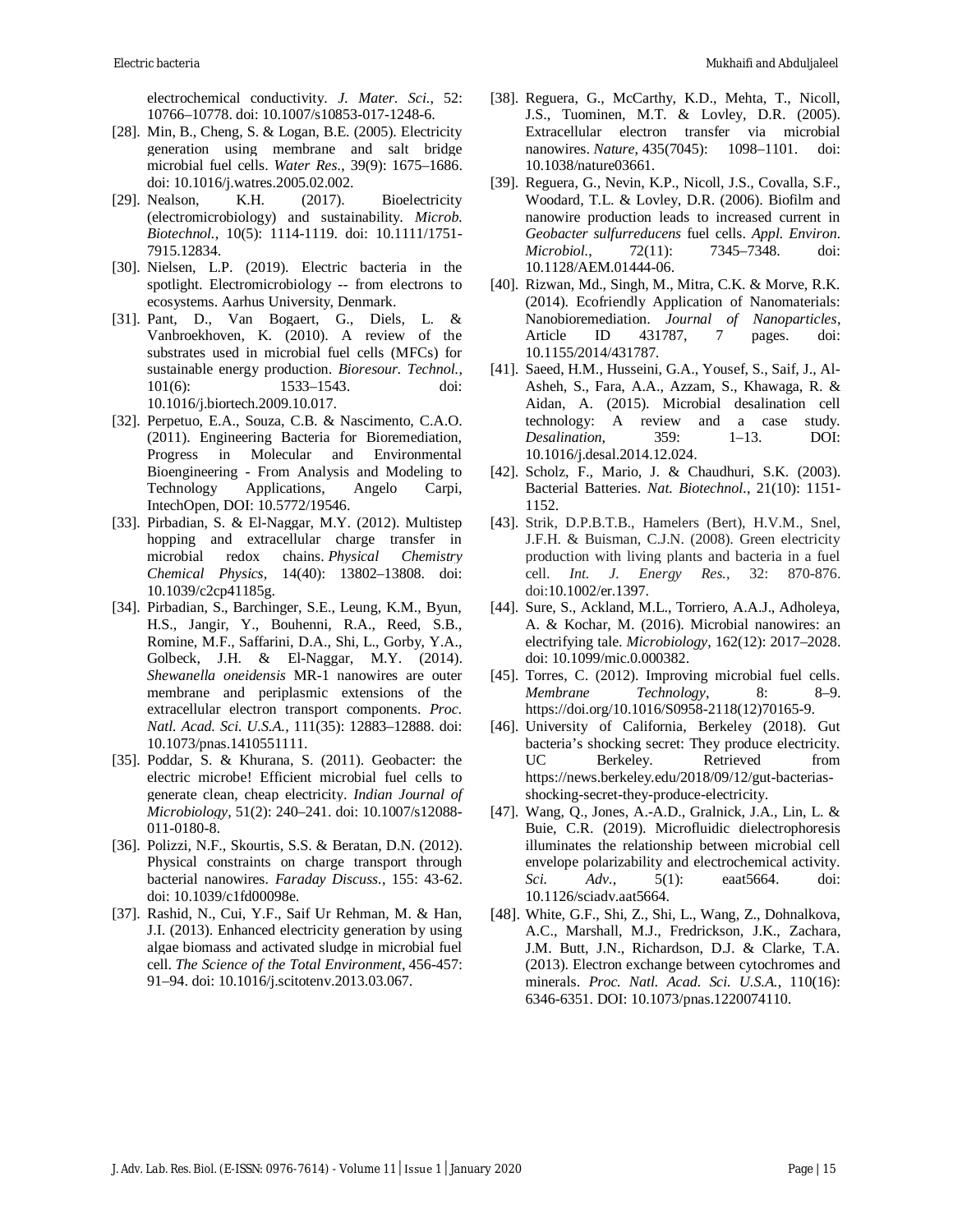electrochemical conductivity. *J. Mater. Sci.*, 52: 10766–10778. doi: 10.1007/s10853-017-1248-6.

[28]. Min, B., Cheng, S. & Logan, B.E. (2005). Electricity generation using membrane and salt bridge microbial fuel cells. *Water Res.*, 39(9): 1675–1686. doi: 10.1016/j.watres.2005.02.002.

[29]. Nealson, K.H. (2017). Bioelectricity (electromicrobiology) and sustainability. *Microb. Biotechnol.*, 10(5): 1114-1119. doi: 10.1111/1751-7915.12834.

[30]. Nielsen, L.P. (2019). Electric bacteria in the spotlight. Electromicrobiology -- from electrons to ecosystems. Aarhus University, Denmark.

[31]. Pant, D., Van Bogaert, G., Diels, L. & Vanbroekhoven, K. (2010). A review of the substrates used in microbial fuel cells (MFCs) for sustainable energy production. *Bioresour. Technol.*, 101(6): 1533–1543. doi: 10.1016/j.biortech.2009.10.017.

[32]. Perpetuo, E.A., Souza, C.B. & Nascimento, C.A.O. (2011). Engineering Bacteria for Bioremediation, Progress in Molecular and Environmental Bioengineering - From Analysis and Modeling to Technology Applications, Angelo Carpi, IntechOpen, DOI: 10.5772/19546.

[33]. Pirbadian, S. & El-Naggar, M.Y. (2012). Multistep hopping and extracellular charge transfer in microbial redox chains. *Physical Chemistry Chemical Physics*, 14(40): 13802–13808. doi: 10.1039/c2cp41185g.

[34]. Pirbadian, S., Barchinger, S.E., Leung, K.M., Byun, H.S., Jangir, Y., Bouhenni, R.A., Reed, S.B., Romine, M.F., Saffarini, D.A., Shi, L., Gorby, Y.A., Golbeck, J.H. & El-Naggar, M.Y. (2014). *Shewanella oneidensis* MR-1 nanowires are outer membrane and periplasmic extensions of the extracellular electron transport components. *Proc. Natl. Acad. Sci. U.S.A.*, 111(35): 12883–12888. doi: 10.1073/pnas.1410551111.

[35]. Poddar, S. & Khurana, S. (2011). Geobacter: the electric microbe! Efficient microbial fuel cells to generate clean, cheap electricity. *Indian Journal of Microbiology*, 51(2): 240–241. doi: 10.1007/s12088-011-0180-8.

[36]. Polizzi, N.F., Skourtis, S.S. & Beratan, D.N. (2012). Physical constraints on charge transport through bacterial nanowires. *Faraday Discuss.*, 155: 43-62. doi: 10.1039/c1fd00098e.

[37]. Rashid, N., Cui, Y.F., Saif Ur Rehman, M. & Han, J.I. (2013). Enhanced electricity generation by using algae biomass and activated sludge in microbial fuel cell. *The Science of the Total Environment*, 456-457: 91–94. doi: 10.1016/j.scitotenv.2013.03.067.

[38]. Reguera, G., McCarthy, K.D., Mehta, T., Nicoll, J.S., Tuominen, M.T. & Lovley, D.R. (2005). Extracellular electron transfer via microbial nanowires. *Nature*, 435(7045): 1098–1101. doi: 10.1038/nature03661.

[39]. Reguera, G., Nevin, K.P., Nicoll, J.S., Covalla, S.F., Woodard, T.L. & Lovley, D.R. (2006). Biofilm and nanowire production leads to increased current in *Geobacter sulfurreducens* fuel cells. *Appl. Environ. Microbiol.*, 72(11): 7345–7348. doi: 10.1128/AEM.01444-06.

[40]. Rizwan, Md., Singh, M., Mitra, C.K. & Morve, R.K. (2014). Ecofriendly Application of Nanomaterials: Nanobioremediation. *Journal of Nanoparticles*, Article ID 431787, 7 pages. doi: 10.1155/2014/431787.

[41]. Saeed, H.M., Husseini, G.A., Yousef, S., Saif, J., Al-Asheh, S., Fara, A.A., Azzam, S., Khawaga, R. & Aidan, A. (2015). Microbial desalination cell technology: A review and a case study. *Desalination*, 359: 1–13. DOI: 10.1016/j.desal.2014.12.024.

[42]. Scholz, F., Mario, J. & Chaudhuri, S.K. (2003). Bacterial Batteries. *Nat. Biotechnol.*, 21(10): 1151-1152.

[43]. Strik, D.P.B.T.B., Hamelers (Bert), H.V.M., Snel, J.F.H. & Buisman, C.J.N. (2008). Green electricity production with living plants and bacteria in a fuel cell. *Int. J. Energy Res.*, 32: 870-876. doi:10.1002/er.1397.

[44]. Sure, S., Ackland, M.L., Torriero, A.A.J., Adholeya, A. & Kochar, M. (2016). Microbial nanowires: an electrifying tale. *Microbiology*, 162(12): 2017–2028. doi: 10.1099/mic.0.000382.

[45]. Torres, C. (2012). Improving microbial fuel cells. *Membrane Technology*, 8: 8–9. https://doi.org/10.1016/S0958-2118(12)70165-9.

[46]. University of California, Berkeley (2018). Gut bacteria's shocking secret: They produce electricity. UC Berkeley. Retrieved from https://news.berkeley.edu/2018/09/12/gut-bacterias-shocking-secret-they-produce-electricity.

[47]. Wang, Q., Jones, A.-A.D., Gralnick, J.A., Lin, L. & Buie, C.R. (2019). Microfluidic dielectrophoresis illuminates the relationship between microbial cell envelope polarizability and electrochemical activity. *Sci. Adv.*, 5(1): eaat5664. doi: 10.1126/sciadv.aat5664.

[48]. White, G.F., Shi, Z., Shi, L., Wang, Z., Dohnalkova, A.C., Marshall, M.J., Fredrickson, J.K., Zachara, J.M. Butt, J.N., Richardson, D.J. & Clarke, T.A. (2013). Electron exchange between cytochromes and minerals. *Proc. Natl. Acad. Sci. U.S.A.*, 110(16): 6346-6351. DOI: 10.1073/pnas.1220074110.